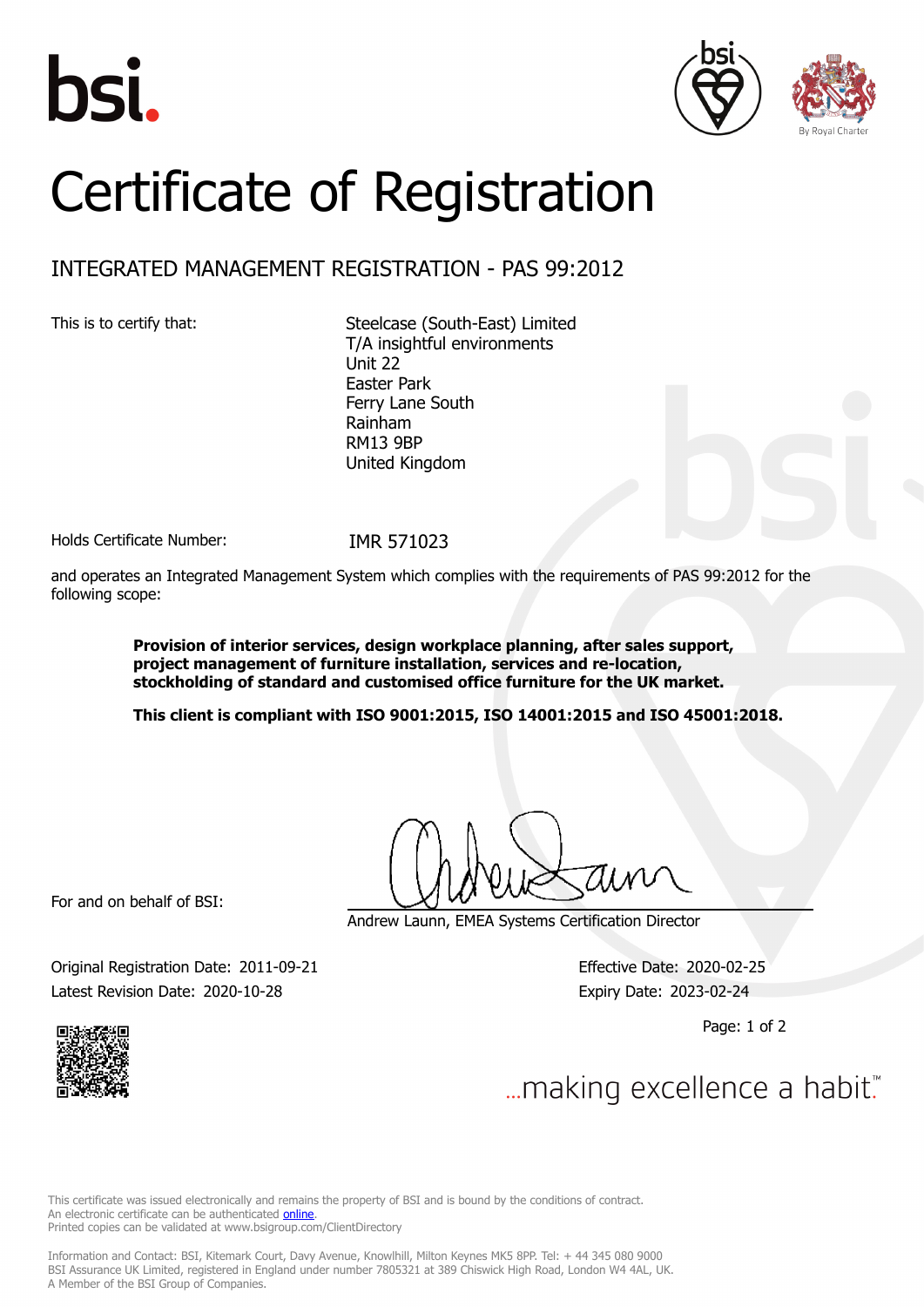# Certificate of Registration

## INTEGRATED MANAGEMENT REGISTRATION - PAS 99:2012

This is to certify that:

Steelcase (South-East) Limited
T/A insightful environments
Unit 22
Easter Park
Ferry Lane South
Rainham
RM13 9BP
United Kingdom

Holds Certificate Number: IMR 571023

and operates an Integrated Management System which complies with the requirements of PAS 99:2012 for the following scope:

**Provision of interior services, design workplace planning, after sales support, project management of furniture installation, services and re-location, stockholding of standard and customised office furniture for the UK market.**

**This client is compliant with ISO 9001:2015, ISO 14001:2015 and ISO 45001:2018.**

For and on behalf of BSI:

Andrew Launn, EMEA Systems Certification Director

Original Registration Date: 2011-09-21
Latest Revision Date: 2020-10-28

Effective Date: 2020-02-25
Expiry Date: 2023-02-24

...making excellence a habit.™

This certificate was issued electronically and remains the property of BSI and is bound by the conditions of contract.
An electronic certificate can be authenticated online.
Printed copies can be validated at www.bsigroup.com/ClientDirectory

Information and Contact: BSI, Kitemark Court, Davy Avenue, Knowlhill, Milton Keynes MK5 8PP. Tel: + 44 345 080 9000
BSI Assurance UK Limited, registered in England under number 7805321 at 389 Chiswick High Road, London W4 4AL, UK.
A Member of the BSI Group of Companies.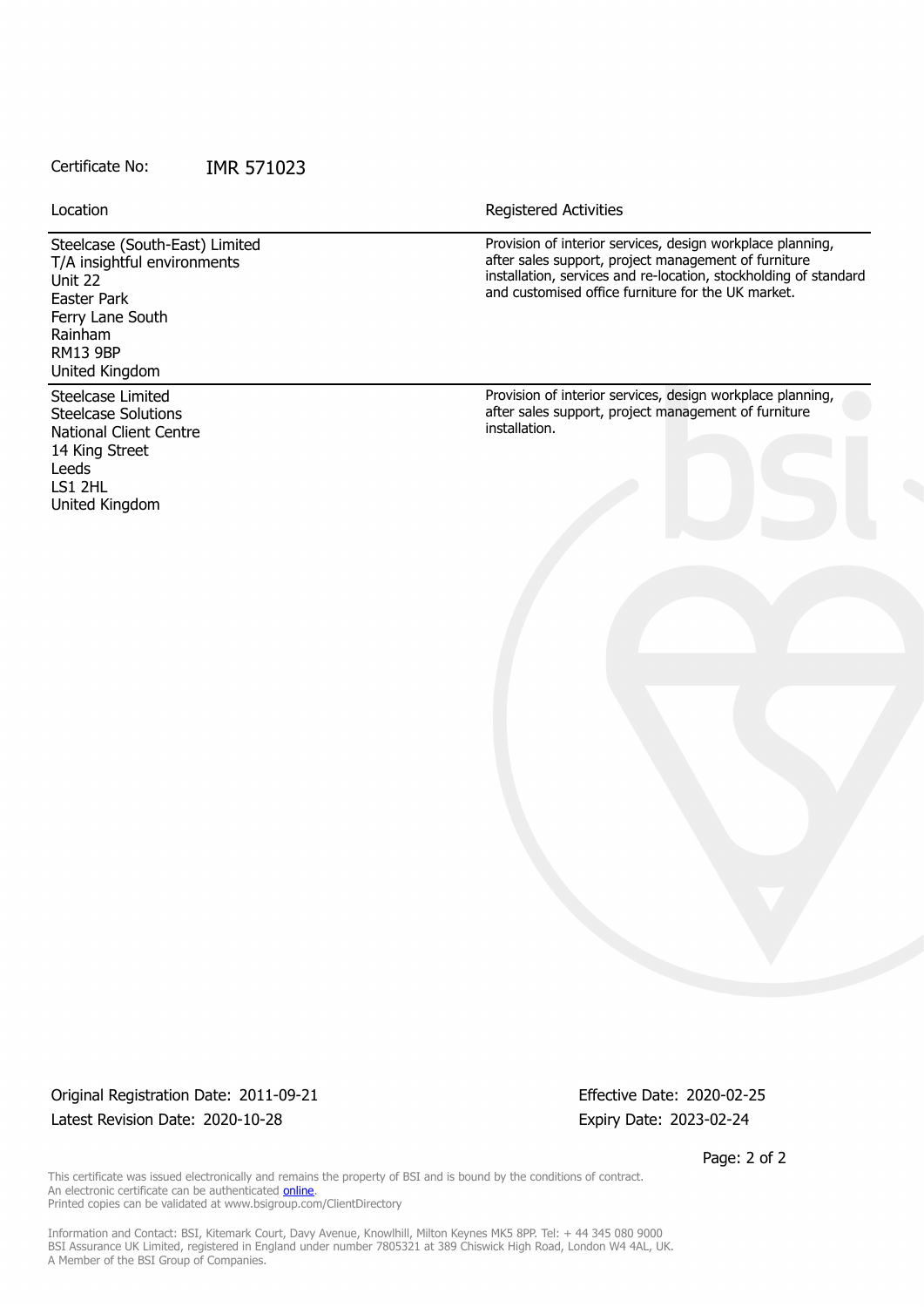Certificate No: IMR 571023

| Location | Registered Activities |
| --- | --- |
| Steelcase (South-East) Limited<br>T/A insightful environments<br>Unit 22<br>Easter Park<br>Ferry Lane South<br>Rainham<br>RM13 9BP<br>United Kingdom | Provision of interior services, design workplace planning, after sales support, project management of furniture installation, services and re-location, stockholding of standard and customised office furniture for the UK market. |
| Steelcase Limited<br>Steelcase Solutions<br>National Client Centre<br>14 King Street<br>Leeds<br>LS1 2HL<br>United Kingdom | Provision of interior services, design workplace planning, after sales support, project management of furniture installation. |

Original Registration Date: 2011-09-21

Latest Revision Date: 2020-10-28

Effective Date: 2020-02-25

Expiry Date: 2023-02-24

This certificate was issued electronically and remains the property of BSI and is bound by the conditions of contract.
An electronic certificate can be authenticated online.
Printed copies can be validated at www.bsigroup.com/ClientDirectory

Information and Contact: BSI, Kitemark Court, Davy Avenue, Knowlhill, Milton Keynes MK5 8PP. Tel: + 44 345 080 9000
BSI Assurance UK Limited, registered in England under number 7805321 at 389 Chiswick High Road, London W4 4AL, UK.
A Member of the BSI Group of Companies.